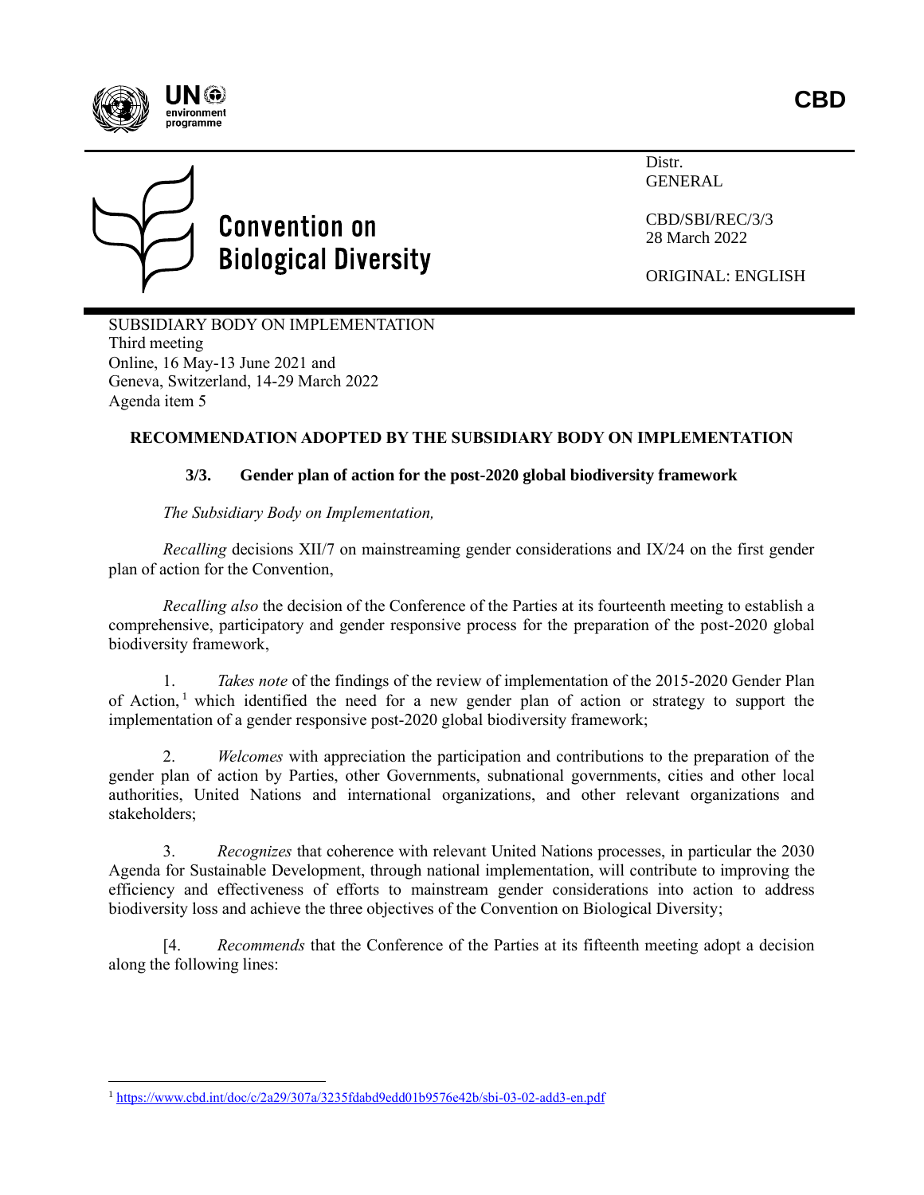CBD

Distr.
GENERAL

CBD/SBI/REC/3/3
28 March 2022

ORIGINAL: ENGLISH

# Convention on Biological Diversity

SUBSIDIARY BODY ON IMPLEMENTATION
Third meeting
Online, 16 May-13 June 2021 and
Geneva, Switzerland, 14-29 March 2022
Agenda item 5

## RECOMMENDATION ADOPTED BY THE SUBSIDIARY BODY ON IMPLEMENTATION

### 3/3. Gender plan of action for the post-2020 global biodiversity framework

*The Subsidiary Body on Implementation,*

*Recalling* decisions XII/7 on mainstreaming gender considerations and IX/24 on the first gender plan of action for the Convention,

*Recalling also* the decision of the Conference of the Parties at its fourteenth meeting to establish a comprehensive, participatory and gender responsive process for the preparation of the post-2020 global biodiversity framework,

1. *Takes note* of the findings of the review of implementation of the 2015-2020 Gender Plan of Action,[1] which identified the need for a new gender plan of action or strategy to support the implementation of a gender responsive post-2020 global biodiversity framework;

2. *Welcomes* with appreciation the participation and contributions to the preparation of the gender plan of action by Parties, other Governments, subnational governments, cities and other local authorities, United Nations and international organizations, and other relevant organizations and stakeholders;

3. *Recognizes* that coherence with relevant United Nations processes, in particular the 2030 Agenda for Sustainable Development, through national implementation, will contribute to improving the efficiency and effectiveness of efforts to mainstream gender considerations into action to address biodiversity loss and achieve the three objectives of the Convention on Biological Diversity;

[4. *Recommends* that the Conference of the Parties at its fifteenth meeting adopt a decision along the following lines:

[1] https://www.cbd.int/doc/c/2a29/307a/3235fdabd9edd01b9576e42b/sbi-03-02-add3-en.pdf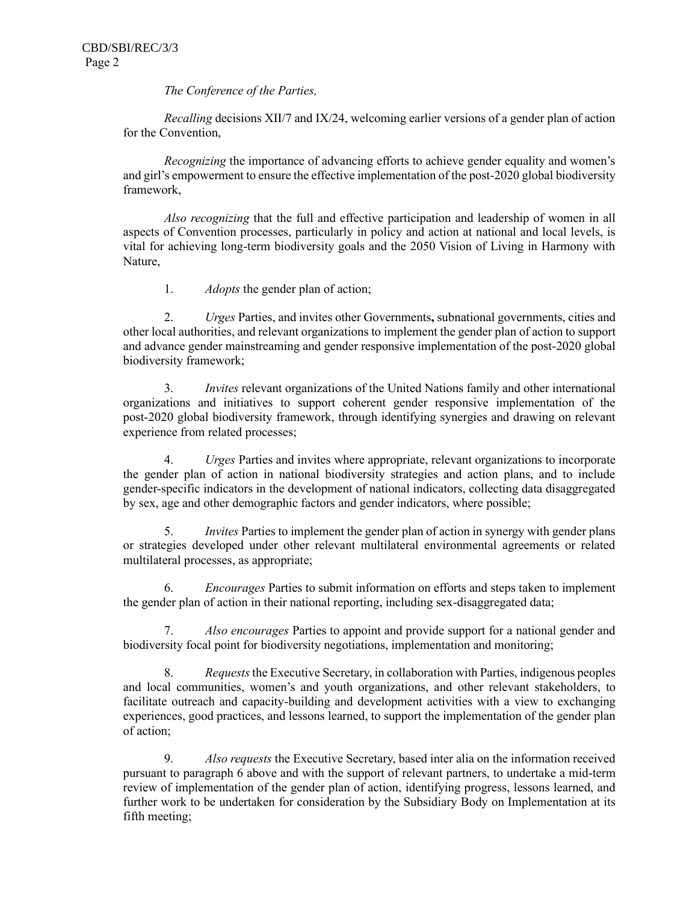*The Conference of the Parties,*

*Recalling* decisions XII/7 and IX/24, welcoming earlier versions of a gender plan of action for the Convention,

*Recognizing* the importance of advancing efforts to achieve gender equality and women's and girl's empowerment to ensure the effective implementation of the post-2020 global biodiversity framework,

*Also recognizing* that the full and effective participation and leadership of women in all aspects of Convention processes, particularly in policy and action at national and local levels, is vital for achieving long-term biodiversity goals and the 2050 Vision of Living in Harmony with Nature,

1. *Adopts* the gender plan of action;

2. *Urges* Parties, and invites other Governments**,** subnational governments, cities and other local authorities, and relevant organizations to implement the gender plan of action to support and advance gender mainstreaming and gender responsive implementation of the post-2020 global biodiversity framework;

3. *Invites* relevant organizations of the United Nations family and other international organizations and initiatives to support coherent gender responsive implementation of the post-2020 global biodiversity framework, through identifying synergies and drawing on relevant experience from related processes;

4. *Urges* Parties and invites where appropriate, relevant organizations to incorporate the gender plan of action in national biodiversity strategies and action plans, and to include gender-specific indicators in the development of national indicators, collecting data disaggregated by sex, age and other demographic factors and gender indicators, where possible;

5. *Invites* Parties to implement the gender plan of action in synergy with gender plans or strategies developed under other relevant multilateral environmental agreements or related multilateral processes, as appropriate;

6. *Encourages* Parties to submit information on efforts and steps taken to implement the gender plan of action in their national reporting, including sex-disaggregated data;

7. *Also encourages* Parties to appoint and provide support for a national gender and biodiversity focal point for biodiversity negotiations, implementation and monitoring;

8. *Requests* the Executive Secretary, in collaboration with Parties, indigenous peoples and local communities, women's and youth organizations, and other relevant stakeholders, to facilitate outreach and capacity-building and development activities with a view to exchanging experiences, good practices, and lessons learned, to support the implementation of the gender plan of action;

9. *Also requests* the Executive Secretary, based inter alia on the information received pursuant to paragraph 6 above and with the support of relevant partners, to undertake a mid-term review of implementation of the gender plan of action, identifying progress, lessons learned, and further work to be undertaken for consideration by the Subsidiary Body on Implementation at its fifth meeting;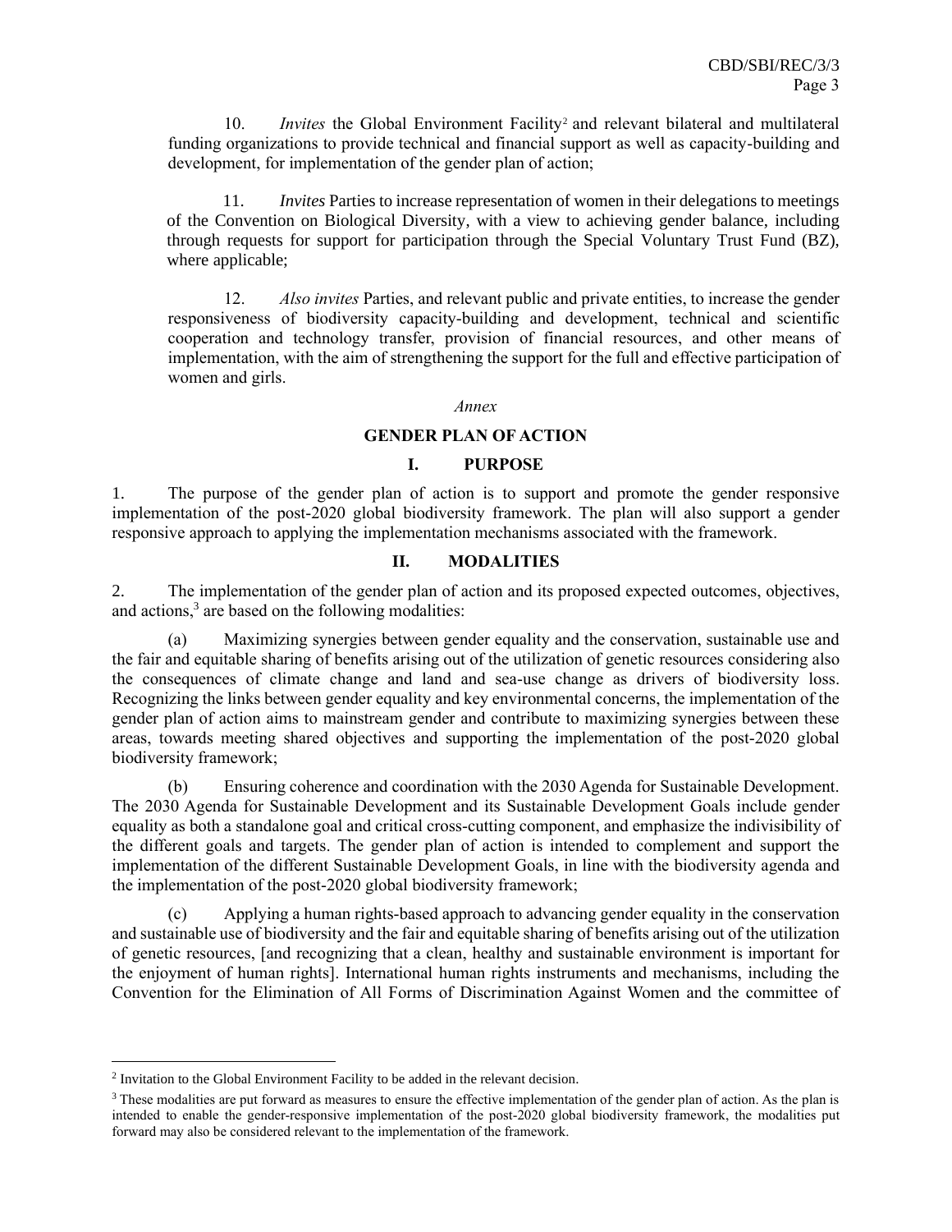10. *Invites* the Global Environment Facility[2] and relevant bilateral and multilateral funding organizations to provide technical and financial support as well as capacity-building and development, for implementation of the gender plan of action;

11. *Invites* Parties to increase representation of women in their delegations to meetings of the Convention on Biological Diversity, with a view to achieving gender balance, including through requests for support for participation through the Special Voluntary Trust Fund (BZ), where applicable;

12. *Also invites* Parties, and relevant public and private entities, to increase the gender responsiveness of biodiversity capacity-building and development, technical and scientific cooperation and technology transfer, provision of financial resources, and other means of implementation, with the aim of strengthening the support for the full and effective participation of women and girls.

*Annex*

## GENDER PLAN OF ACTION

### I. PURPOSE

1. The purpose of the gender plan of action is to support and promote the gender responsive implementation of the post-2020 global biodiversity framework. The plan will also support a gender responsive approach to applying the implementation mechanisms associated with the framework.

### II. MODALITIES

2. The implementation of the gender plan of action and its proposed expected outcomes, objectives, and actions,[3] are based on the following modalities:

(a) Maximizing synergies between gender equality and the conservation, sustainable use and the fair and equitable sharing of benefits arising out of the utilization of genetic resources considering also the consequences of climate change and land and sea-use change as drivers of biodiversity loss. Recognizing the links between gender equality and key environmental concerns, the implementation of the gender plan of action aims to mainstream gender and contribute to maximizing synergies between these areas, towards meeting shared objectives and supporting the implementation of the post-2020 global biodiversity framework;

(b) Ensuring coherence and coordination with the 2030 Agenda for Sustainable Development. The 2030 Agenda for Sustainable Development and its Sustainable Development Goals include gender equality as both a standalone goal and critical cross-cutting component, and emphasize the indivisibility of the different goals and targets. The gender plan of action is intended to complement and support the implementation of the different Sustainable Development Goals, in line with the biodiversity agenda and the implementation of the post-2020 global biodiversity framework;

(c) Applying a human rights-based approach to advancing gender equality in the conservation and sustainable use of biodiversity and the fair and equitable sharing of benefits arising out of the utilization of genetic resources, [and recognizing that a clean, healthy and sustainable environment is important for the enjoyment of human rights]. International human rights instruments and mechanisms, including the Convention for the Elimination of All Forms of Discrimination Against Women and the committee of

---

[2] Invitation to the Global Environment Facility to be added in the relevant decision.

[3] These modalities are put forward as measures to ensure the effective implementation of the gender plan of action. As the plan is intended to enable the gender-responsive implementation of the post-2020 global biodiversity framework, the modalities put forward may also be considered relevant to the implementation of the framework.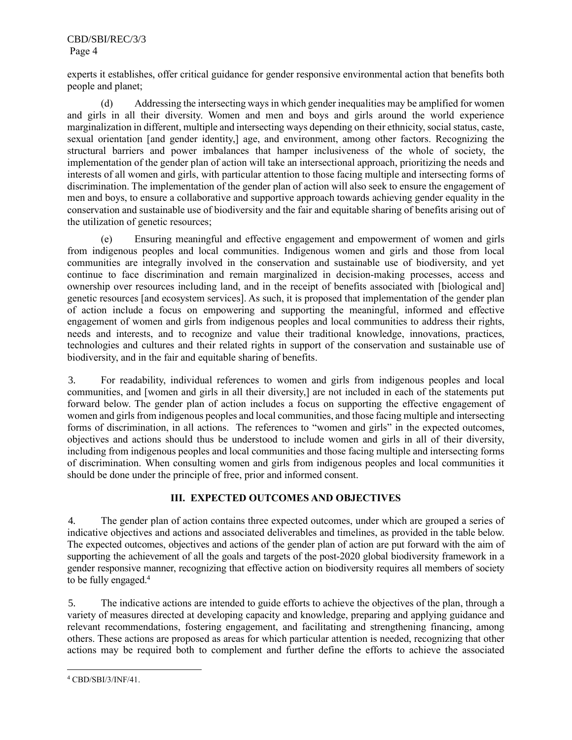experts it establishes, offer critical guidance for gender responsive environmental action that benefits both people and planet;

(d) Addressing the intersecting ways in which gender inequalities may be amplified for women and girls in all their diversity. Women and men and boys and girls around the world experience marginalization in different, multiple and intersecting ways depending on their ethnicity, social status, caste, sexual orientation [and gender identity,] age, and environment, among other factors. Recognizing the structural barriers and power imbalances that hamper inclusiveness of the whole of society, the implementation of the gender plan of action will take an intersectional approach, prioritizing the needs and interests of all women and girls, with particular attention to those facing multiple and intersecting forms of discrimination. The implementation of the gender plan of action will also seek to ensure the engagement of men and boys, to ensure a collaborative and supportive approach towards achieving gender equality in the conservation and sustainable use of biodiversity and the fair and equitable sharing of benefits arising out of the utilization of genetic resources;

(e) Ensuring meaningful and effective engagement and empowerment of women and girls from indigenous peoples and local communities. Indigenous women and girls and those from local communities are integrally involved in the conservation and sustainable use of biodiversity, and yet continue to face discrimination and remain marginalized in decision-making processes, access and ownership over resources including land, and in the receipt of benefits associated with [biological and] genetic resources [and ecosystem services]. As such, it is proposed that implementation of the gender plan of action include a focus on empowering and supporting the meaningful, informed and effective engagement of women and girls from indigenous peoples and local communities to address their rights, needs and interests, and to recognize and value their traditional knowledge, innovations, practices, technologies and cultures and their related rights in support of the conservation and sustainable use of biodiversity, and in the fair and equitable sharing of benefits.

3. For readability, individual references to women and girls from indigenous peoples and local communities, and [women and girls in all their diversity,] are not included in each of the statements put forward below. The gender plan of action includes a focus on supporting the effective engagement of women and girls from indigenous peoples and local communities, and those facing multiple and intersecting forms of discrimination, in all actions. The references to "women and girls" in the expected outcomes, objectives and actions should thus be understood to include women and girls in all of their diversity, including from indigenous peoples and local communities and those facing multiple and intersecting forms of discrimination. When consulting women and girls from indigenous peoples and local communities it should be done under the principle of free, prior and informed consent.

## III. EXPECTED OUTCOMES AND OBJECTIVES

4. The gender plan of action contains three expected outcomes, under which are grouped a series of indicative objectives and actions and associated deliverables and timelines, as provided in the table below. The expected outcomes, objectives and actions of the gender plan of action are put forward with the aim of supporting the achievement of all the goals and targets of the post-2020 global biodiversity framework in a gender responsive manner, recognizing that effective action on biodiversity requires all members of society to be fully engaged.[4]

5. The indicative actions are intended to guide efforts to achieve the objectives of the plan, through a variety of measures directed at developing capacity and knowledge, preparing and applying guidance and relevant recommendations, fostering engagement, and facilitating and strengthening financing, among others. These actions are proposed as areas for which particular attention is needed, recognizing that other actions may be required both to complement and further define the efforts to achieve the associated

---

[4] CBD/SBI/3/INF/41.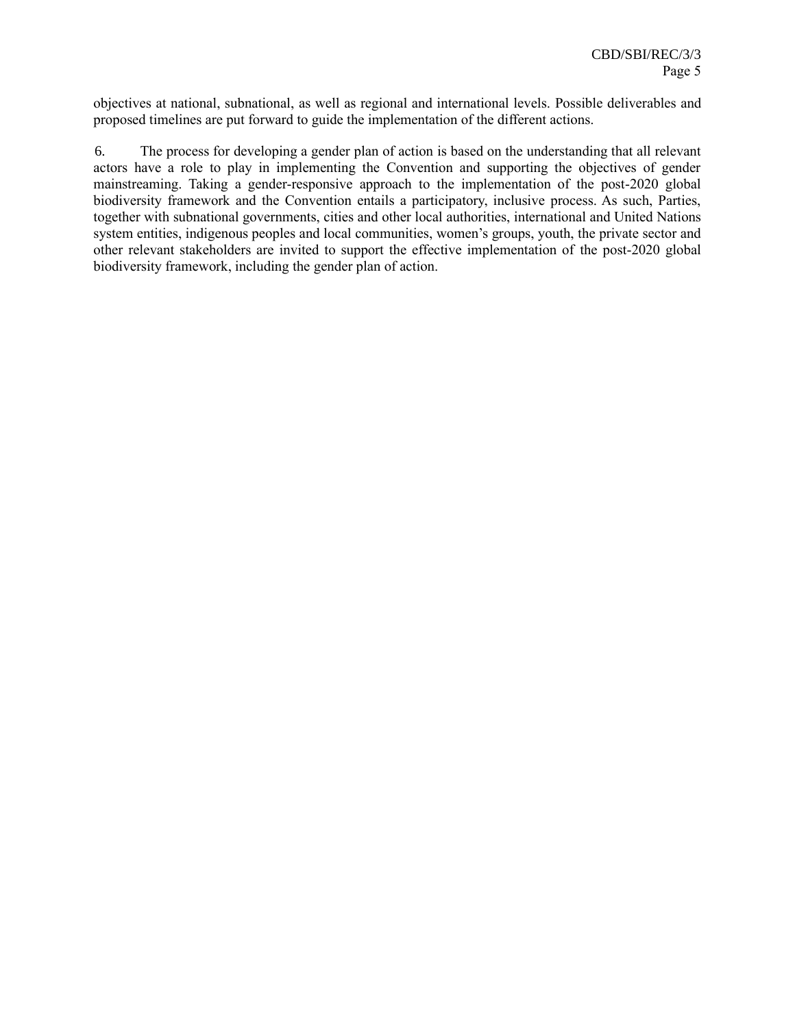objectives at national, subnational, as well as regional and international levels. Possible deliverables and proposed timelines are put forward to guide the implementation of the different actions.

6. The process for developing a gender plan of action is based on the understanding that all relevant actors have a role to play in implementing the Convention and supporting the objectives of gender mainstreaming. Taking a gender-responsive approach to the implementation of the post-2020 global biodiversity framework and the Convention entails a participatory, inclusive process. As such, Parties, together with subnational governments, cities and other local authorities, international and United Nations system entities, indigenous peoples and local communities, women's groups, youth, the private sector and other relevant stakeholders are invited to support the effective implementation of the post-2020 global biodiversity framework, including the gender plan of action.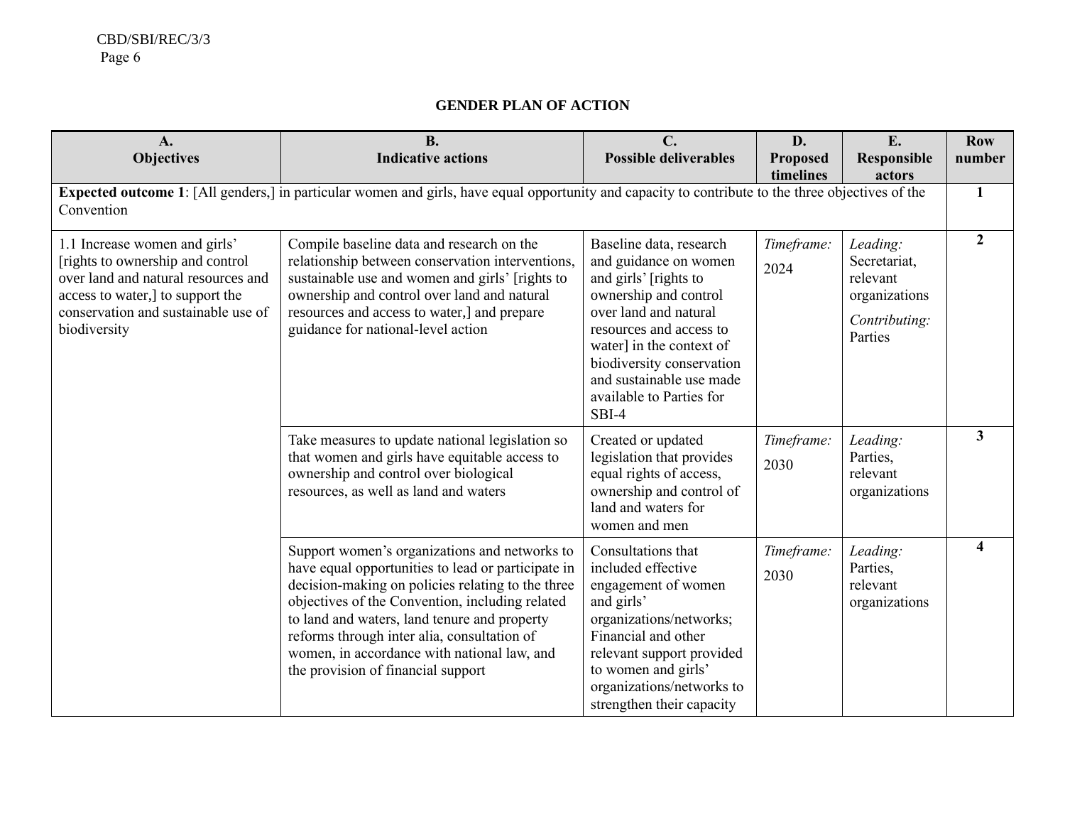## GENDER PLAN OF ACTION

| A.<br>Objectives | B.<br>Indicative actions | C.<br>Possible deliverables | D.<br>Proposed timelines | E.<br>Responsible actors | Row number |
|---|---|---|---|---|---|
| **Expected outcome 1**: [All genders,] in particular women and girls, have equal opportunity and capacity to contribute to the three objectives of the Convention | | | | | **1** |
| 1.1 Increase women and girls' [rights to ownership and control over land and natural resources and access to water,] to support the conservation and sustainable use of biodiversity | Compile baseline data and research on the relationship between conservation interventions, sustainable use and women and girls' [rights to ownership and control over land and natural resources and access to water,] and prepare guidance for national-level action | Baseline data, research and guidance on women and girls' [rights to ownership and control over land and natural resources and access to water] in the context of biodiversity conservation and sustainable use made available to Parties for SBI-4 | *Timeframe:* 2024 | *Leading:* Secretariat, relevant organizations<br>*Contributing:* Parties | **2** |
| | Take measures to update national legislation so that women and girls have equitable access to ownership and control over biological resources, as well as land and waters | Created or updated legislation that provides equal rights of access, ownership and control of land and waters for women and men | *Timeframe:* 2030 | *Leading:* Parties, relevant organizations | **3** |
| | Support women's organizations and networks to have equal opportunities to lead or participate in decision-making on policies relating to the three objectives of the Convention, including related to land and waters, land tenure and property reforms through inter alia, consultation of women, in accordance with national law, and the provision of financial support | Consultations that included effective engagement of women and girls' organizations/networks; Financial and other relevant support provided to women and girls' organizations/networks to strengthen their capacity | *Timeframe:* 2030 | *Leading:* Parties, relevant organizations | **4** |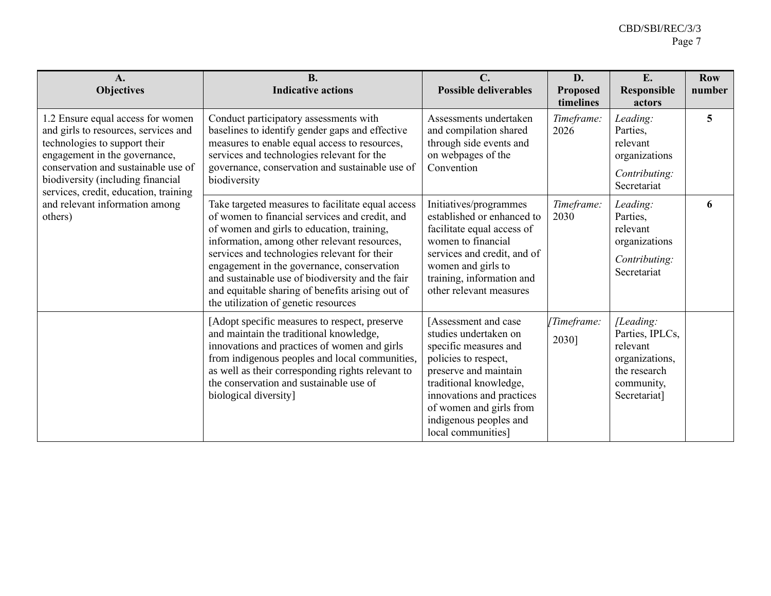| A. Objectives | B. Indicative actions | C. Possible deliverables | D. Proposed timelines | E. Responsible actors | Row number |
|---|---|---|---|---|---|
| 1.2 Ensure equal access for women and girls to resources, services and technologies to support their engagement in the governance, conservation and sustainable use of biodiversity (including financial services, credit, education, training and relevant information among others) | Conduct participatory assessments with baselines to identify gender gaps and effective measures to enable equal access to resources, services and technologies relevant for the governance, conservation and sustainable use of biodiversity | Assessments undertaken and compilation shared through side events and on webpages of the Convention | *Timeframe:* 2026 | *Leading:* Parties, relevant organizations *Contributing:* Secretariat | **5** |
| | Take targeted measures to facilitate equal access of women to financial services and credit, and of women and girls to education, training, information, among other relevant resources, services and technologies relevant for their engagement in the governance, conservation and sustainable use of biodiversity and the fair and equitable sharing of benefits arising out of the utilization of genetic resources | Initiatives/programmes established or enhanced to facilitate equal access of women to financial services and credit, and of women and girls to training, information and other relevant measures | *Timeframe:* 2030 | *Leading:* Parties, relevant organizations *Contributing:* Secretariat | **6** |
| | [Adopt specific measures to respect, preserve and maintain the traditional knowledge, innovations and practices of women and girls from indigenous peoples and local communities, as well as their corresponding rights relevant to the conservation and sustainable use of biological diversity] | [Assessment and case studies undertaken on specific measures and policies to respect, preserve and maintain traditional knowledge, innovations and practices of women and girls from indigenous peoples and local communities] | *[Timeframe:* 2030] | *[Leading:* Parties, IPLCs, relevant organizations, the research community, Secretariat] | |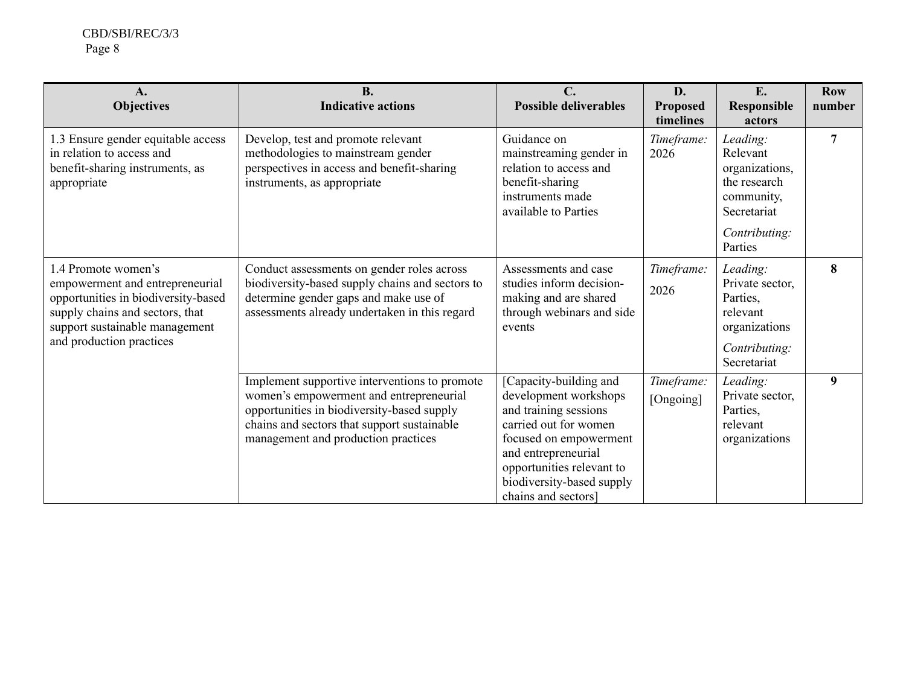| A.<br>Objectives | B.<br>Indicative actions | C.<br>Possible deliverables | D.<br>Proposed timelines | E.<br>Responsible actors | Row number |
|---|---|---|---|---|---|
| 1.3 Ensure gender equitable access in relation to access and benefit-sharing instruments, as appropriate | Develop, test and promote relevant methodologies to mainstream gender perspectives in access and benefit-sharing instruments, as appropriate | Guidance on mainstreaming gender in relation to access and benefit-sharing instruments made available to Parties | *Timeframe:* 2026 | *Leading:* Relevant organizations, the research community, Secretariat<br>*Contributing:* Parties | **7** |
| 1.4 Promote women's empowerment and entrepreneurial opportunities in biodiversity-based supply chains and sectors, that support sustainable management and production practices | Conduct assessments on gender roles across biodiversity-based supply chains and sectors to determine gender gaps and make use of assessments already undertaken in this regard | Assessments and case studies inform decision-making and are shared through webinars and side events | *Timeframe:* 2026 | *Leading:* Private sector, Parties, relevant organizations<br>*Contributing:* Secretariat | **8** |
| | Implement supportive interventions to promote women's empowerment and entrepreneurial opportunities in biodiversity-based supply chains and sectors that support sustainable management and production practices | [Capacity-building and development workshops and training sessions carried out for women focused on empowerment and entrepreneurial opportunities relevant to biodiversity-based supply chains and sectors] | *Timeframe:* [Ongoing] | *Leading:* Private sector, Parties, relevant organizations | **9** |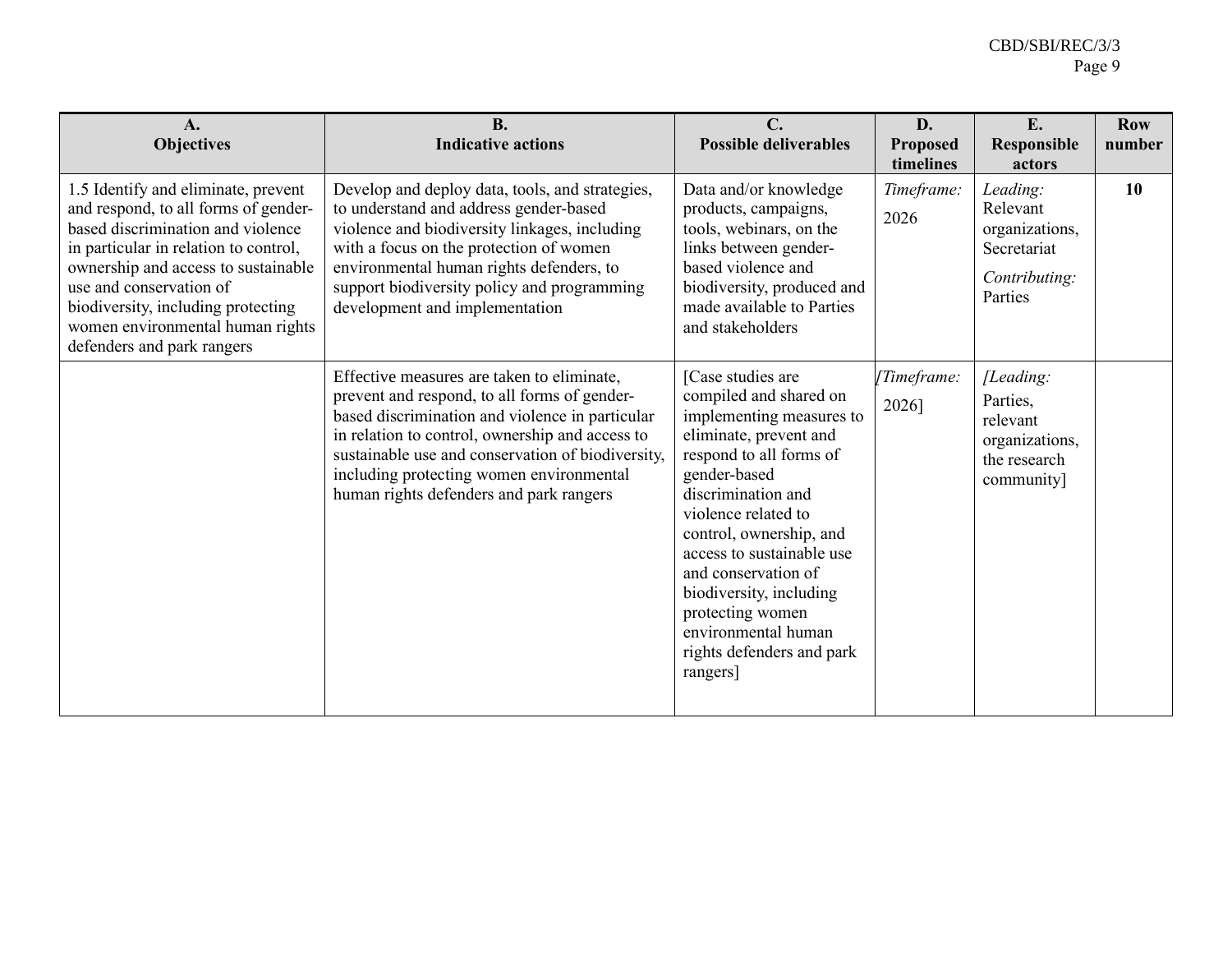| A. Objectives | B. Indicative actions | C. Possible deliverables | D. Proposed timelines | E. Responsible actors | Row number |
|---|---|---|---|---|---|
| 1.5 Identify and eliminate, prevent and respond, to all forms of gender-based discrimination and violence in particular in relation to control, ownership and access to sustainable use and conservation of biodiversity, including protecting women environmental human rights defenders and park rangers | Develop and deploy data, tools, and strategies, to understand and address gender-based violence and biodiversity linkages, including with a focus on the protection of women environmental human rights defenders, to support biodiversity policy and programming development and implementation | Data and/or knowledge products, campaigns, tools, webinars, on the links between gender-based violence and biodiversity, produced and made available to Parties and stakeholders | *Timeframe:* 2026 | *Leading:* Relevant organizations, Secretariat *Contributing:* Parties | **10** |
| | Effective measures are taken to eliminate, prevent and respond, to all forms of gender-based discrimination and violence in particular in relation to control, ownership and access to sustainable use and conservation of biodiversity, including protecting women environmental human rights defenders and park rangers | [Case studies are compiled and shared on implementing measures to eliminate, prevent and respond to all forms of gender-based discrimination and violence related to control, ownership, and access to sustainable use and conservation of biodiversity, including protecting women environmental human rights defenders and park rangers] | *[Timeframe:* 2026] | *[Leading:* Parties, relevant organizations, the research community] | |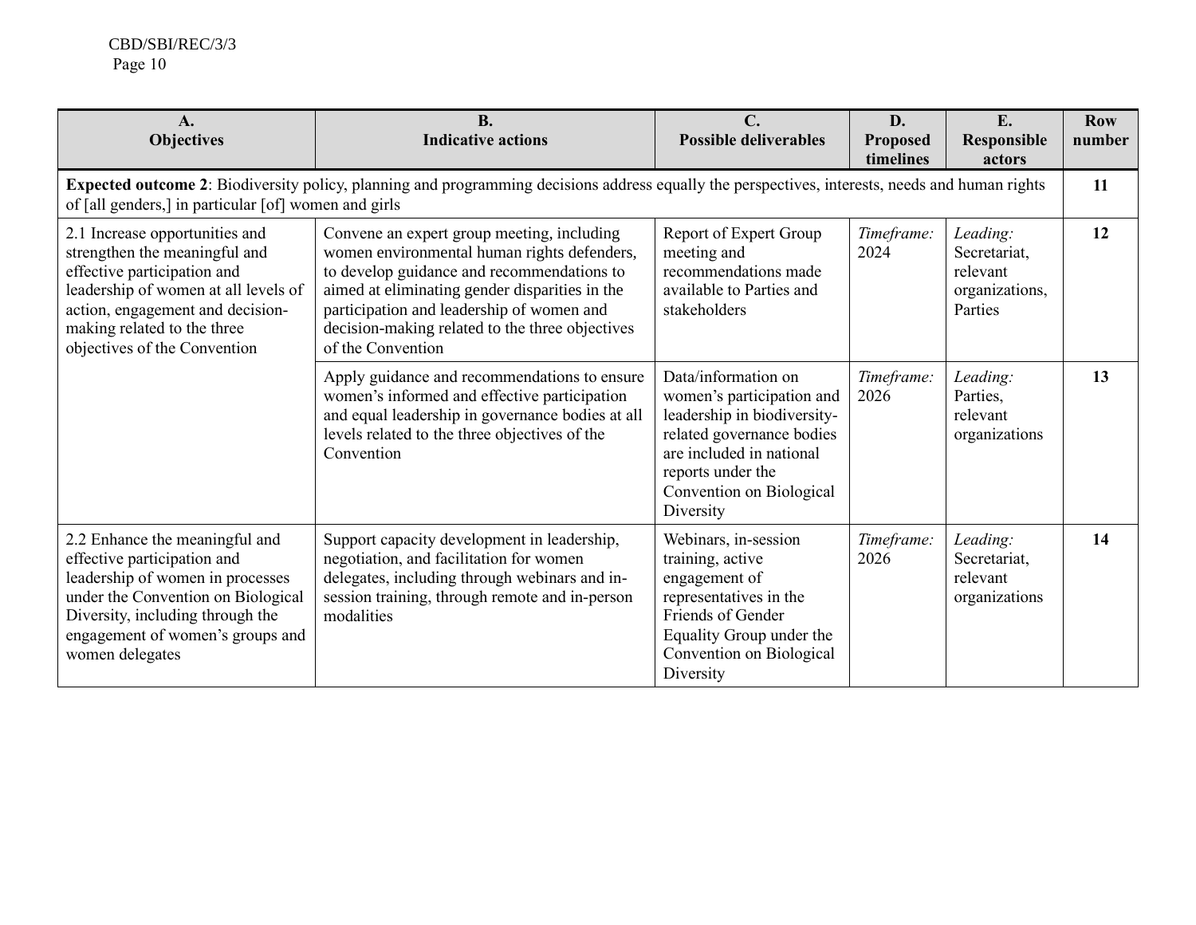| A. Objectives | B. Indicative actions | C. Possible deliverables | D. Proposed timelines | E. Responsible actors | Row number |
|---|---|---|---|---|---|
| **Expected outcome 2**: Biodiversity policy, planning and programming decisions address equally the perspectives, interests, needs and human rights of [all genders,] in particular [of] women and girls | | | | | **11** |
| 2.1 Increase opportunities and strengthen the meaningful and effective participation and leadership of women at all levels of action, engagement and decision-making related to the three objectives of the Convention | Convene an expert group meeting, including women environmental human rights defenders, to develop guidance and recommendations to aimed at eliminating gender disparities in the participation and leadership of women and decision-making related to the three objectives of the Convention | Report of Expert Group meeting and recommendations made available to Parties and stakeholders | *Timeframe:* 2024 | *Leading:* Secretariat, relevant organizations, Parties | **12** |
| | Apply guidance and recommendations to ensure women's informed and effective participation and equal leadership in governance bodies at all levels related to the three objectives of the Convention | Data/information on women's participation and leadership in biodiversity-related governance bodies are included in national reports under the Convention on Biological Diversity | *Timeframe:* 2026 | *Leading:* Parties, relevant organizations | **13** |
| 2.2 Enhance the meaningful and effective participation and leadership of women in processes under the Convention on Biological Diversity, including through the engagement of women's groups and women delegates | Support capacity development in leadership, negotiation, and facilitation for women delegates, including through webinars and in-session training, through remote and in-person modalities | Webinars, in-session training, active engagement of representatives in the Friends of Gender Equality Group under the Convention on Biological Diversity | *Timeframe:* 2026 | *Leading:* Secretariat, relevant organizations | **14** |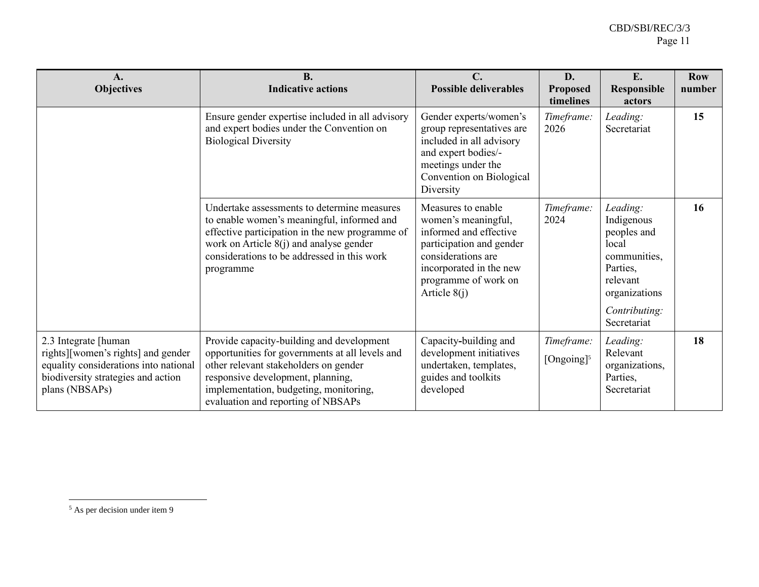| A.<br>Objectives | B.<br>Indicative actions | C.<br>Possible deliverables | D.<br>Proposed timelines | E.<br>Responsible actors | Row number |
|---|---|---|---|---|---|
| | Ensure gender expertise included in all advisory and expert bodies under the Convention on Biological Diversity | Gender experts/women's group representatives are included in all advisory and expert bodies/-meetings under the Convention on Biological Diversity | *Timeframe:* 2026 | *Leading:* Secretariat | **15** |
| | Undertake assessments to determine measures to enable women's meaningful, informed and effective participation in the new programme of work on Article 8(j) and analyse gender considerations to be addressed in this work programme | Measures to enable women's meaningful, informed and effective participation and gender considerations are incorporated in the new programme of work on Article 8(j) | *Timeframe:* 2024 | *Leading:* Indigenous peoples and local communities, Parties, relevant organizations<br>*Contributing:* Secretariat | **16** |
| 2.3 Integrate [human rights][women's rights] and gender equality considerations into national biodiversity strategies and action plans (NBSAPs) | Provide capacity-building and development opportunities for governments at all levels and other relevant stakeholders on gender responsive development, planning, implementation, budgeting, monitoring, evaluation and reporting of NBSAPs | Capacity-building and development initiatives undertaken, templates, guides and toolkits developed | *Timeframe:* [Ongoing][5] | *Leading:* Relevant organizations, Parties, Secretariat | **18** |

[5] As per decision under item 9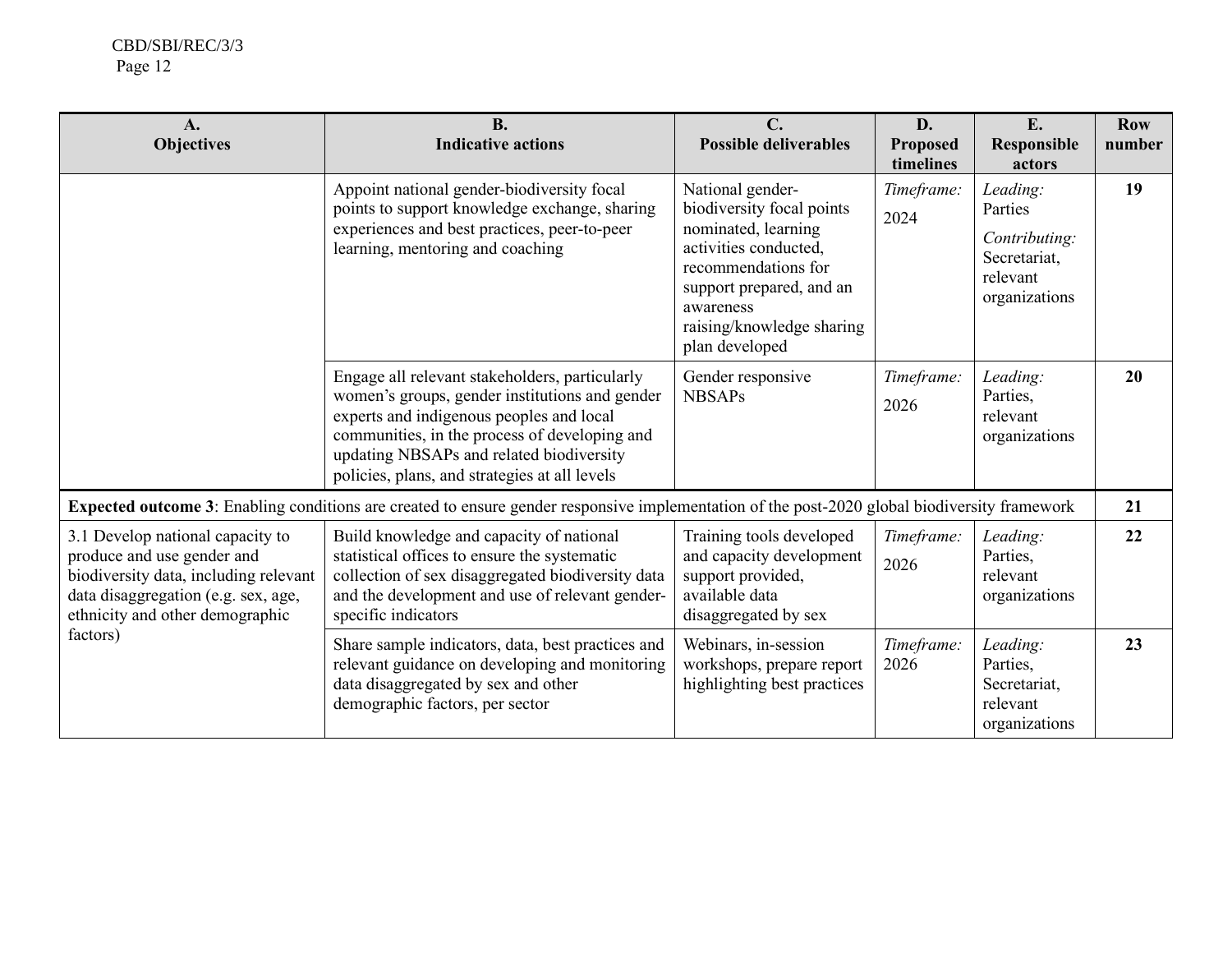| A. Objectives | B. Indicative actions | C. Possible deliverables | D. Proposed timelines | E. Responsible actors | Row number |
|---|---|---|---|---|---|
| | Appoint national gender-biodiversity focal points to support knowledge exchange, sharing experiences and best practices, peer-to-peer learning, mentoring and coaching | National gender-biodiversity focal points nominated, learning activities conducted, recommendations for support prepared, and an awareness raising/knowledge sharing plan developed | *Timeframe:* 2024 | *Leading:* Parties *Contributing:* Secretariat, relevant organizations | **19** |
| | Engage all relevant stakeholders, particularly women's groups, gender institutions and gender experts and indigenous peoples and local communities, in the process of developing and updating NBSAPs and related biodiversity policies, plans, and strategies at all levels | Gender responsive NBSAPs | *Timeframe:* 2026 | *Leading:* Parties, relevant organizations | **20** |
| **Expected outcome 3**: Enabling conditions are created to ensure gender responsive implementation of the post-2020 global biodiversity framework | | | | | **21** |
| 3.1 Develop national capacity to produce and use gender and biodiversity data, including relevant data disaggregation (e.g. sex, age, ethnicity and other demographic factors) | Build knowledge and capacity of national statistical offices to ensure the systematic collection of sex disaggregated biodiversity data and the development and use of relevant gender-specific indicators | Training tools developed and capacity development support provided, available data disaggregated by sex | *Timeframe:* 2026 | *Leading:* Parties, relevant organizations | **22** |
| | Share sample indicators, data, best practices and relevant guidance on developing and monitoring data disaggregated by sex and other demographic factors, per sector | Webinars, in-session workshops, prepare report highlighting best practices | *Timeframe:* 2026 | *Leading:* Parties, Secretariat, relevant organizations | **23** |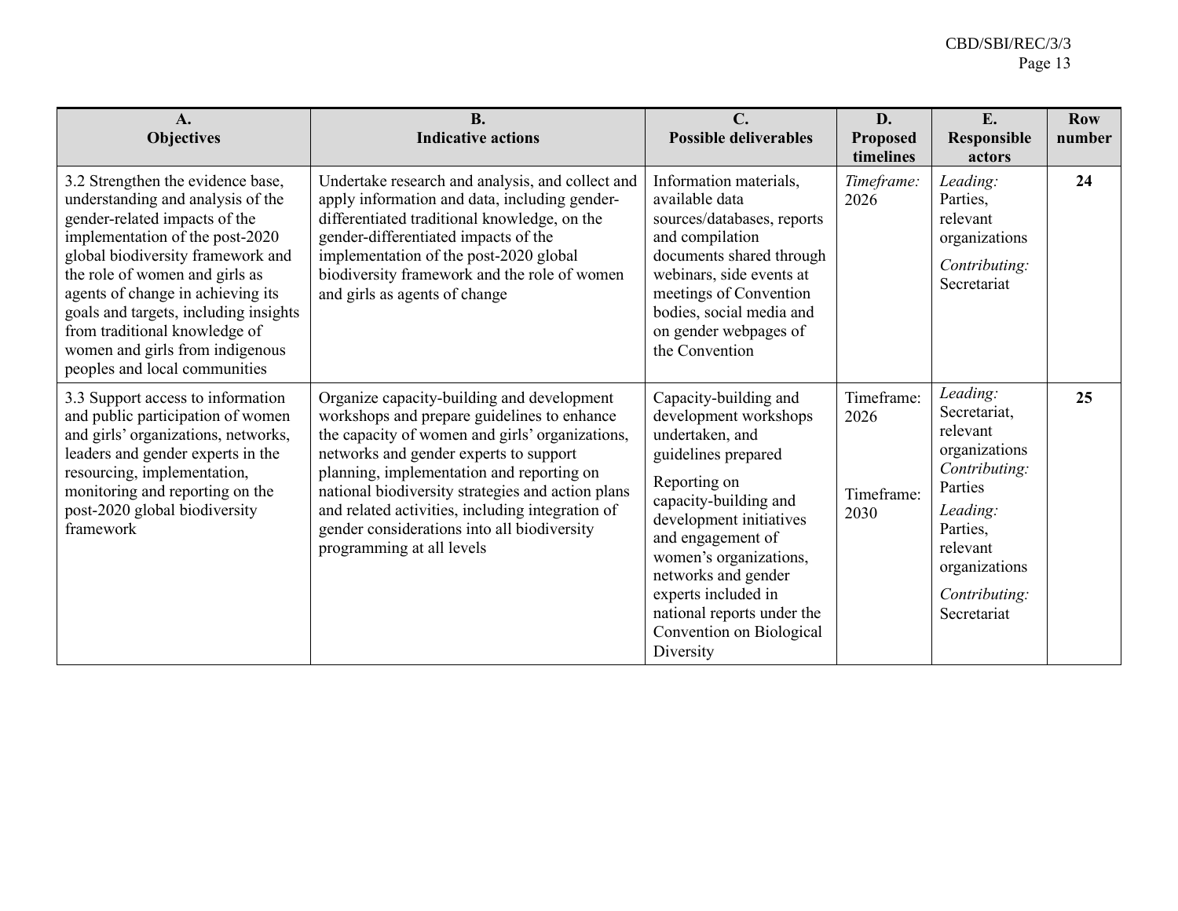| A. Objectives | B. Indicative actions | C. Possible deliverables | D. Proposed timelines | E. Responsible actors | Row number |
|---|---|---|---|---|---|
| 3.2 Strengthen the evidence base, understanding and analysis of the gender-related impacts of the implementation of the post-2020 global biodiversity framework and the role of women and girls as agents of change in achieving its goals and targets, including insights from traditional knowledge of women and girls from indigenous peoples and local communities | Undertake research and analysis, and collect and apply information and data, including gender-differentiated traditional knowledge, on the gender-differentiated impacts of the implementation of the post-2020 global biodiversity framework and the role of women and girls as agents of change | Information materials, available data sources/databases, reports and compilation documents shared through webinars, side events at meetings of Convention bodies, social media and on gender webpages of the Convention | *Timeframe:* 2026 | *Leading:* Parties, relevant organizations<br>*Contributing:* Secretariat | **24** |
| 3.3 Support access to information and public participation of women and girls' organizations, networks, leaders and gender experts in the resourcing, implementation, monitoring and reporting on the post-2020 global biodiversity framework | Organize capacity-building and development workshops and prepare guidelines to enhance the capacity of women and girls' organizations, networks and gender experts to support planning, implementation and reporting on national biodiversity strategies and action plans and related activities, including integration of gender considerations into all biodiversity programming at all levels | Capacity-building and development workshops undertaken, and guidelines prepared<br>Reporting on capacity-building and development initiatives and engagement of women's organizations, networks and gender experts included in national reports under the Convention on Biological Diversity | Timeframe: 2026<br>Timeframe: 2030 | *Leading:* Secretariat, relevant organizations<br>*Contributing:* Parties<br>*Leading:* Parties, relevant organizations<br>*Contributing:* Secretariat | **25** |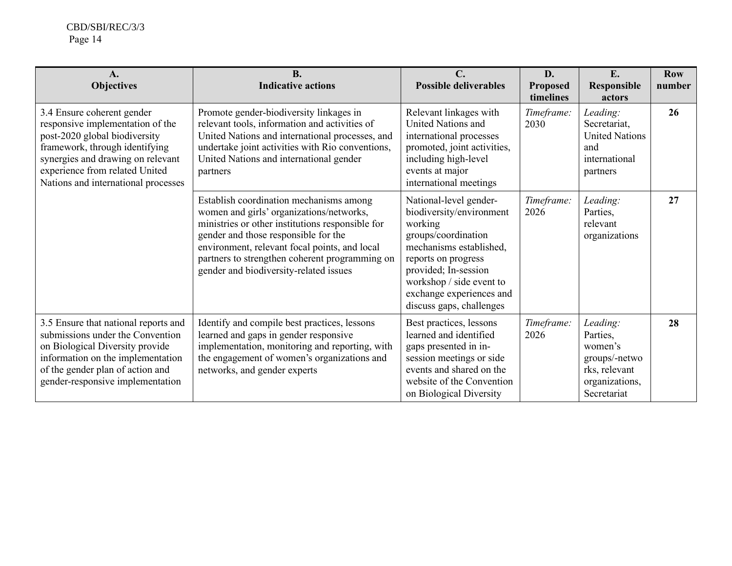| A. Objectives | B. Indicative actions | C. Possible deliverables | D. Proposed timelines | E. Responsible actors | Row number |
|---|---|---|---|---|---|
| 3.4 Ensure coherent gender responsive implementation of the post-2020 global biodiversity framework, through identifying synergies and drawing on relevant experience from related United Nations and international processes | Promote gender-biodiversity linkages in relevant tools, information and activities of United Nations and international processes, and undertake joint activities with Rio conventions, United Nations and international gender partners | Relevant linkages with United Nations and international processes promoted, joint activities, including high-level events at major international meetings | *Timeframe:* 2030 | *Leading:* Secretariat, United Nations and international partners | **26** |
| | Establish coordination mechanisms among women and girls' organizations/networks, ministries or other institutions responsible for gender and those responsible for the environment, relevant focal points, and local partners to strengthen coherent programming on gender and biodiversity-related issues | National-level gender-biodiversity/environment working groups/coordination mechanisms established, reports on progress provided; In-session workshop / side event to exchange experiences and discuss gaps, challenges | *Timeframe:* 2026 | *Leading:* Parties, relevant organizations | **27** |
| 3.5 Ensure that national reports and submissions under the Convention on Biological Diversity provide information on the implementation of the gender plan of action and gender-responsive implementation | Identify and compile best practices, lessons learned and gaps in gender responsive implementation, monitoring and reporting, with the engagement of women's organizations and networks, and gender experts | Best practices, lessons learned and identified gaps presented in in-session meetings or side events and shared on the website of the Convention on Biological Diversity | *Timeframe:* 2026 | *Leading:* Parties, women's groups/-networks, relevant organizations, Secretariat | **28** |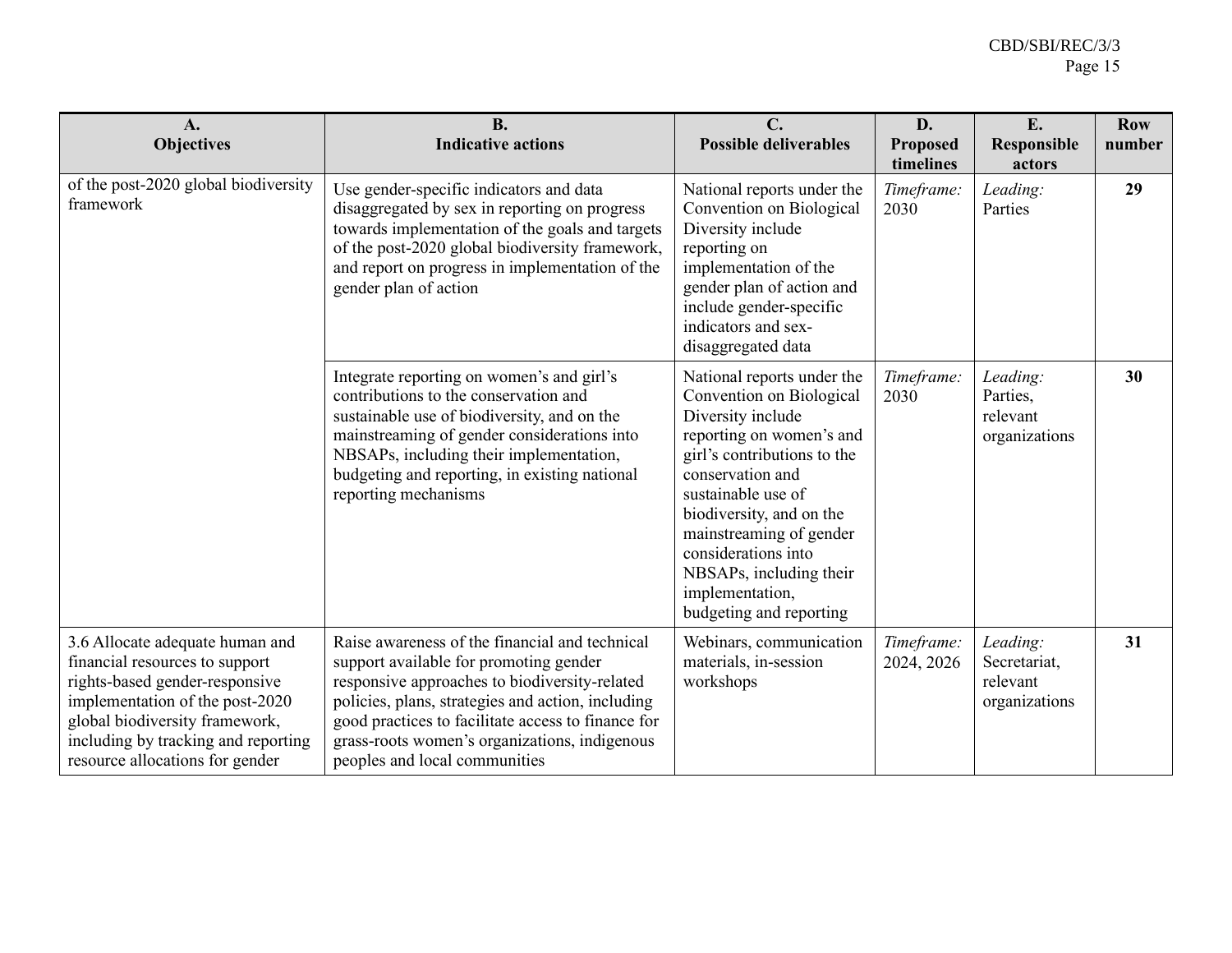| A.<br>Objectives | B.<br>Indicative actions | C.<br>Possible deliverables | D.<br>Proposed timelines | E.<br>Responsible actors | Row number |
|---|---|---|---|---|---|
| of the post-2020 global biodiversity framework | Use gender-specific indicators and data disaggregated by sex in reporting on progress towards implementation of the goals and targets of the post-2020 global biodiversity framework, and report on progress in implementation of the gender plan of action | National reports under the Convention on Biological Diversity include reporting on implementation of the gender plan of action and include gender-specific indicators and sex-disaggregated data | *Timeframe:* 2030 | *Leading:* Parties | **29** |
| | Integrate reporting on women's and girl's contributions to the conservation and sustainable use of biodiversity, and on the mainstreaming of gender considerations into NBSAPs, including their implementation, budgeting and reporting, in existing national reporting mechanisms | National reports under the Convention on Biological Diversity include reporting on women's and girl's contributions to the conservation and sustainable use of biodiversity, and on the mainstreaming of gender considerations into NBSAPs, including their implementation, budgeting and reporting | *Timeframe:* 2030 | *Leading:* Parties, relevant organizations | **30** |
| 3.6 Allocate adequate human and financial resources to support rights-based gender-responsive implementation of the post-2020 global biodiversity framework, including by tracking and reporting resource allocations for gender | Raise awareness of the financial and technical support available for promoting gender responsive approaches to biodiversity-related policies, plans, strategies and action, including good practices to facilitate access to finance for grass-roots women's organizations, indigenous peoples and local communities | Webinars, communication materials, in-session workshops | *Timeframe:* 2024, 2026 | *Leading:* Secretariat, relevant organizations | **31** |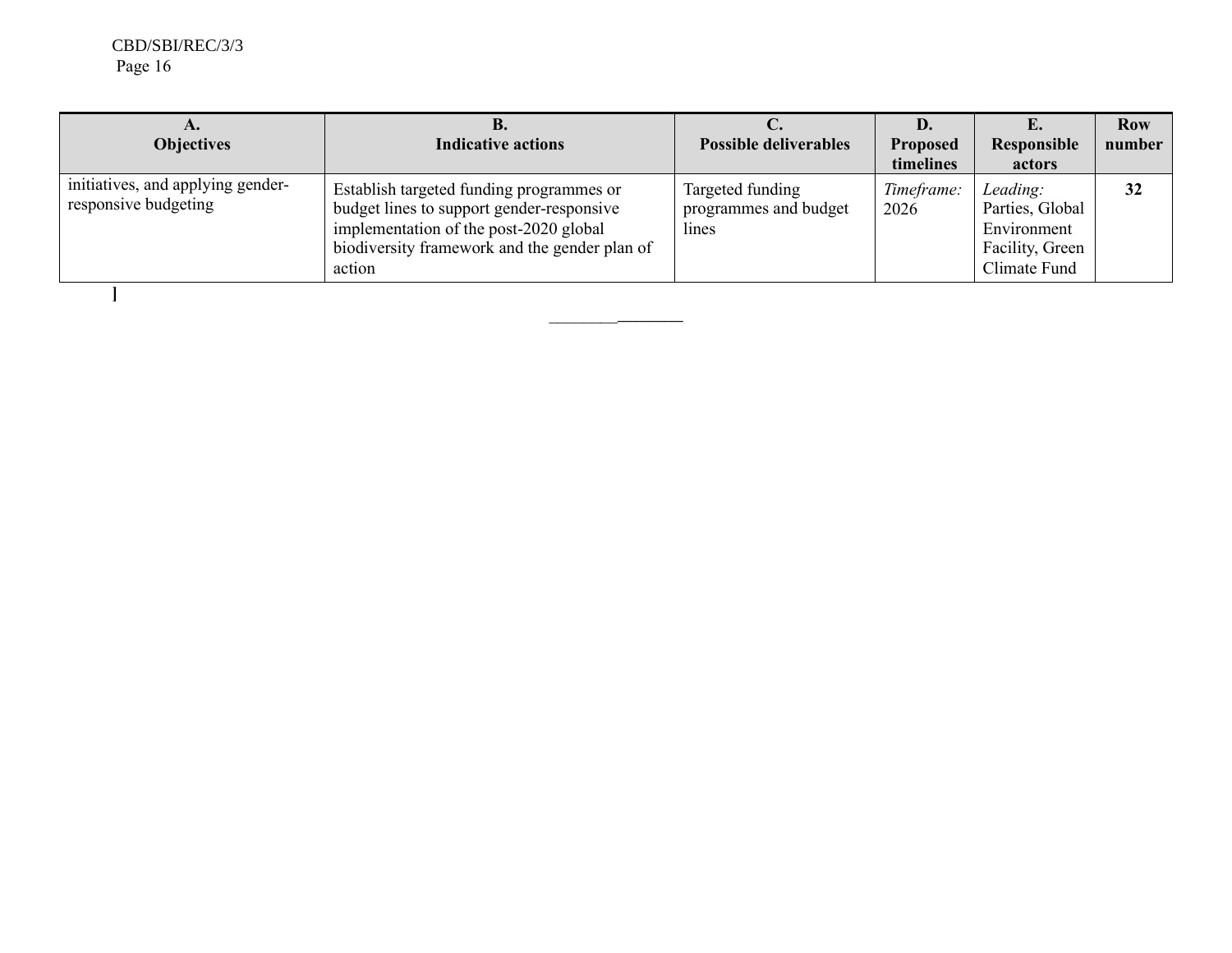| A. Objectives | B. Indicative actions | C. Possible deliverables | D. Proposed timelines | E. Responsible actors | Row number |
|---|---|---|---|---|---|
| initiatives, and applying gender-responsive budgeting | Establish targeted funding programmes or budget lines to support gender-responsive implementation of the post-2020 global biodiversity framework and the gender plan of action | Targeted funding programmes and budget lines | *Timeframe:* 2026 | *Leading:* Parties, Global Environment Facility, Green Climate Fund | **32** |

]

__________